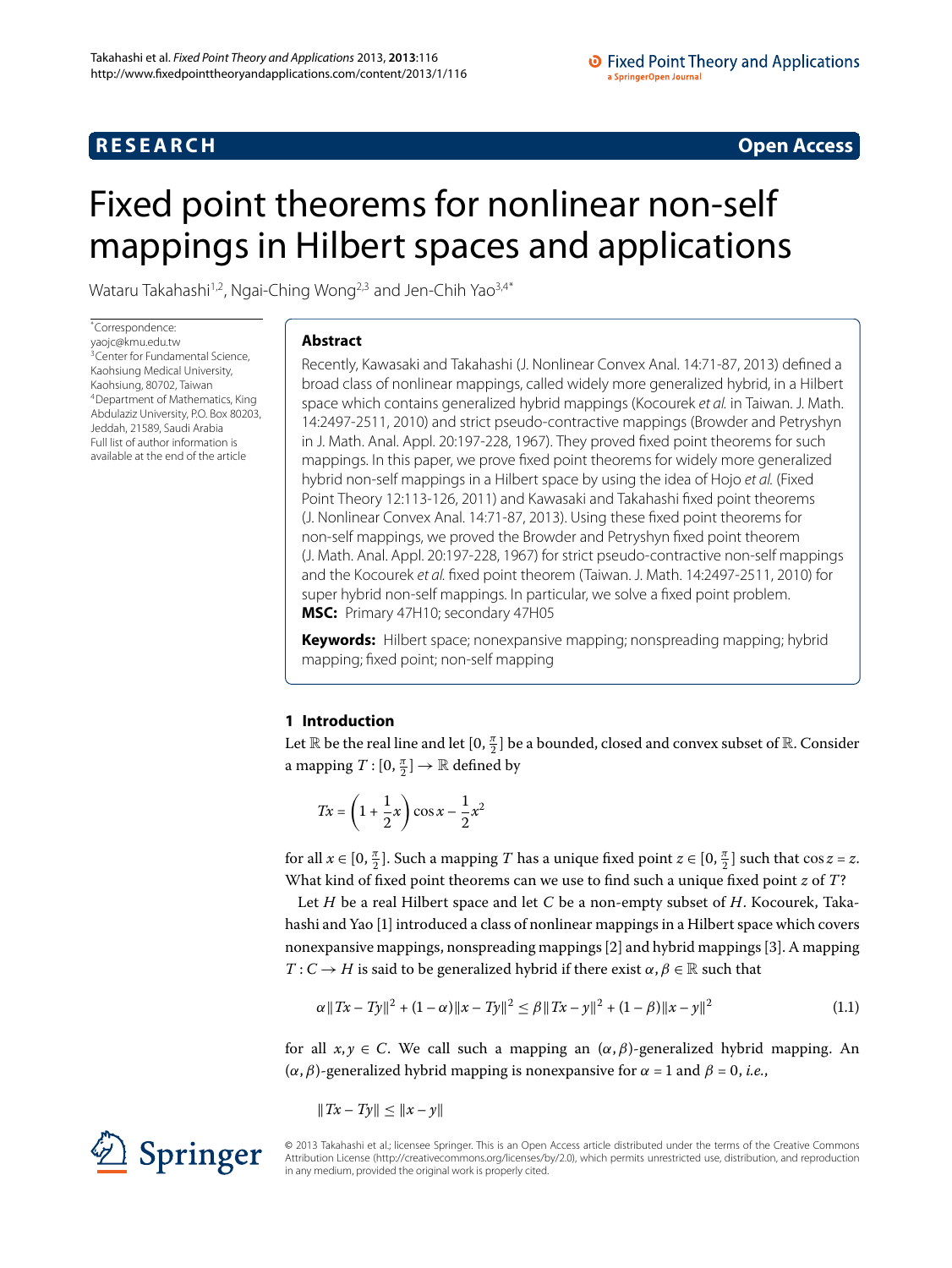RESEARCH | Open Access

# Fixed point theorems for nonlinear non-self mappings in Hilbert spaces and applications

Wataru Takahashi[1,2], Ngai-Ching Wong[2,3] and Jen-Chih Yao[3,4*]

*Correspondence: yaojc@kmu.edu.tw
[3]Center for Fundamental Science, Kaohsiung Medical University, Kaohsiung, 80702, Taiwan
[4]Department of Mathematics, King Abdulaziz University, P.O. Box 80203, Jeddah, 21589, Saudi Arabia
Full list of author information is available at the end of the article

## Abstract

Recently, Kawasaki and Takahashi (J. Nonlinear Convex Anal. 14:71-87, 2013) defined a broad class of nonlinear mappings, called widely more generalized hybrid, in a Hilbert space which contains generalized hybrid mappings (Kocourek *et al.* in Taiwan. J. Math. 14:2497-2511, 2010) and strict pseudo-contractive mappings (Browder and Petryshyn in J. Math. Anal. Appl. 20:197-228, 1967). They proved fixed point theorems for such mappings. In this paper, we prove fixed point theorems for widely more generalized hybrid non-self mappings in a Hilbert space by using the idea of Hojo *et al.* (Fixed Point Theory 12:113-126, 2011) and Kawasaki and Takahashi fixed point theorems (J. Nonlinear Convex Anal. 14:71-87, 2013). Using these fixed point theorems for non-self mappings, we proved the Browder and Petryshyn fixed point theorem (J. Math. Anal. Appl. 20:197-228, 1967) for strict pseudo-contractive non-self mappings and the Kocourek *et al.* fixed point theorem (Taiwan. J. Math. 14:2497-2511, 2010) for super hybrid non-self mappings. In particular, we solve a fixed point problem.

**MSC:** Primary 47H10; secondary 47H05

**Keywords:** Hilbert space; nonexpansive mapping; nonspreading mapping; hybrid mapping; fixed point; non-self mapping

## 1 Introduction

Let $\mathbb{R}$ be the real line and let $[0, \frac{\pi}{2}]$ be a bounded, closed and convex subset of $\mathbb{R}$. Consider a mapping $T : [0, \frac{\pi}{2}] \to \mathbb{R}$ defined by

$$Tx = \left(1 + \frac{1}{2}x\right)\cos x - \frac{1}{2}x^2$$

for all $x \in [0, \frac{\pi}{2}]$. Such a mapping $T$ has a unique fixed point $z \in [0, \frac{\pi}{2}]$ such that $\cos z = z$. What kind of fixed point theorems can we use to find such a unique fixed point $z$ of $T$?

Let $H$ be a real Hilbert space and let $C$ be a non-empty subset of $H$. Kocourek, Takahashi and Yao [1] introduced a class of nonlinear mappings in a Hilbert space which covers nonexpansive mappings, nonspreading mappings [2] and hybrid mappings [3]. A mapping $T : C \to H$ is said to be generalized hybrid if there exist $\alpha, \beta \in \mathbb{R}$ such that

$$\alpha\|Tx - Ty\|^2 + (1 - \alpha)\|x - Ty\|^2 \le \beta\|Tx - y\|^2 + (1 - \beta)\|x - y\|^2 \tag{1.1}$$

for all $x, y \in C$. We call such a mapping an $(\alpha, \beta)$-generalized hybrid mapping. An $(\alpha, \beta)$-generalized hybrid mapping is nonexpansive for $\alpha = 1$ and $\beta = 0$, *i.e.*,

$$\|Tx - Ty\| \le \|x - y\|$$

© 2013 Takahashi et al.; licensee Springer. This is an Open Access article distributed under the terms of the Creative Commons Attribution License (http://creativecommons.org/licenses/by/2.0), which permits unrestricted use, distribution, and reproduction in any medium, provided the original work is properly cited.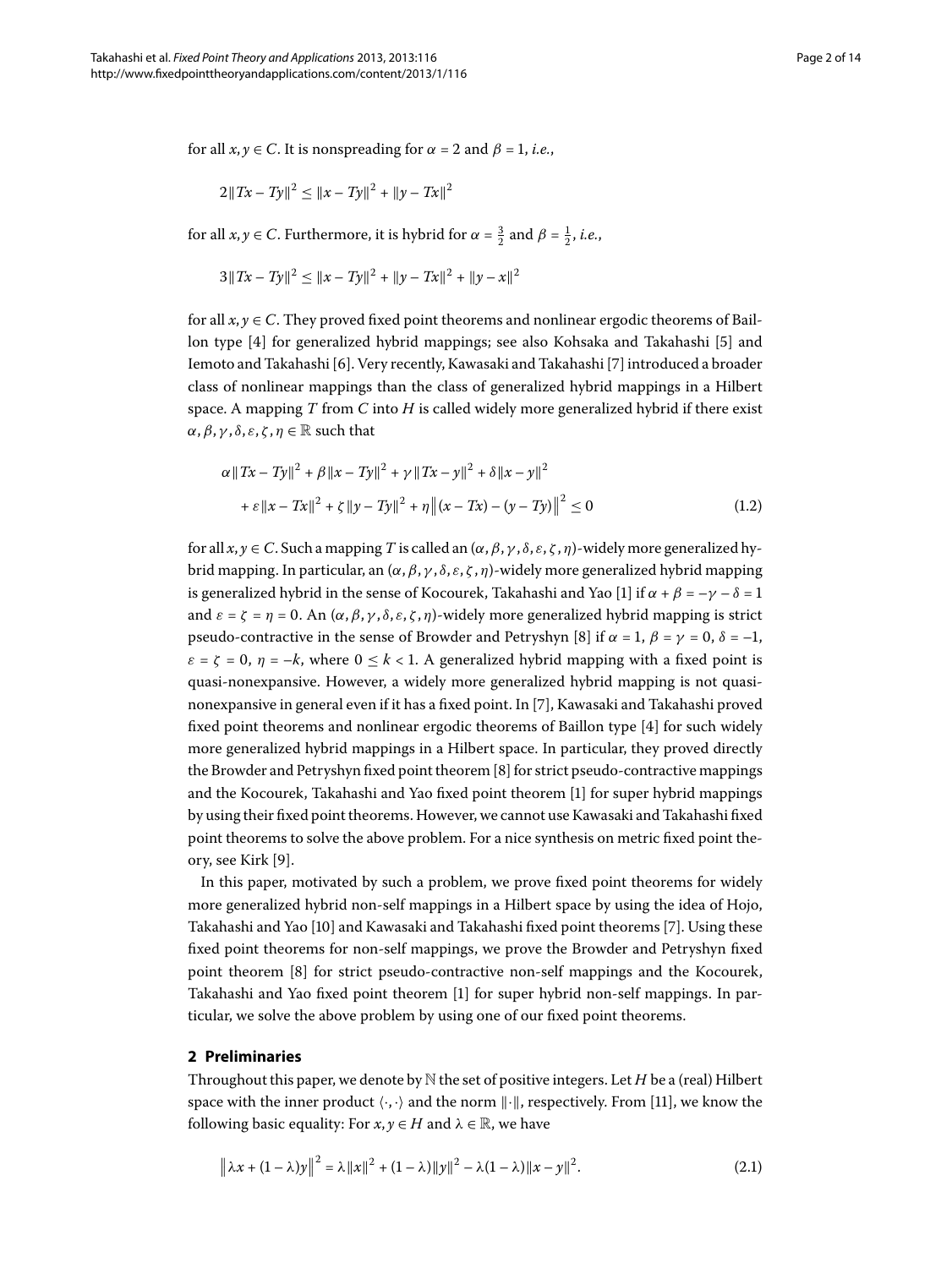for all $x, y \in C$. It is nonspreading for $\alpha = 2$ and $\beta = 1$, *i.e.*,

$$2\|Tx - Ty\|^2 \leq \|x - Ty\|^2 + \|y - Tx\|^2$$

for all $x, y \in C$. Furthermore, it is hybrid for $\alpha = \frac{3}{2}$ and $\beta = \frac{1}{2}$, *i.e.*,

$$3\|Tx - Ty\|^2 \leq \|x - Ty\|^2 + \|y - Tx\|^2 + \|y - x\|^2$$

for all $x, y \in C$. They proved fixed point theorems and nonlinear ergodic theorems of Baillon type [4] for generalized hybrid mappings; see also Kohsaka and Takahashi [5] and Iemoto and Takahashi [6]. Very recently, Kawasaki and Takahashi [7] introduced a broader class of nonlinear mappings than the class of generalized hybrid mappings in a Hilbert space. A mapping $T$ from $C$ into $H$ is called widely more generalized hybrid if there exist $\alpha, \beta, \gamma, \delta, \varepsilon, \zeta, \eta \in \mathbb{R}$ such that

$$\begin{aligned} &\alpha\|Tx - Ty\|^2 + \beta\|x - Ty\|^2 + \gamma\|Tx - y\|^2 + \delta\|x - y\|^2 \\ &\quad + \varepsilon\|x - Tx\|^2 + \zeta\|y - Ty\|^2 + \eta\|(x - Tx) - (y - Ty)\|^2 \leq 0 \end{aligned} \tag{1.2}$$

for all $x, y \in C$. Such a mapping $T$ is called an $(\alpha, \beta, \gamma, \delta, \varepsilon, \zeta, \eta)$-widely more generalized hybrid mapping. In particular, an $(\alpha, \beta, \gamma, \delta, \varepsilon, \zeta, \eta)$-widely more generalized hybrid mapping is generalized hybrid in the sense of Kocourek, Takahashi and Yao [1] if $\alpha + \beta = -\gamma - \delta = 1$ and $\varepsilon = \zeta = \eta = 0$. An $(\alpha, \beta, \gamma, \delta, \varepsilon, \zeta, \eta)$-widely more generalized hybrid mapping is strict pseudo-contractive in the sense of Browder and Petryshyn [8] if $\alpha = 1$, $\beta = \gamma = 0$, $\delta = -1$, $\varepsilon = \zeta = 0$, $\eta = -k$, where $0 \leq k < 1$. A generalized hybrid mapping with a fixed point is quasi-nonexpansive. However, a widely more generalized hybrid mapping is not quasi-nonexpansive in general even if it has a fixed point. In [7], Kawasaki and Takahashi proved fixed point theorems and nonlinear ergodic theorems of Baillon type [4] for such widely more generalized hybrid mappings in a Hilbert space. In particular, they proved directly the Browder and Petryshyn fixed point theorem [8] for strict pseudo-contractive mappings and the Kocourek, Takahashi and Yao fixed point theorem [1] for super hybrid mappings by using their fixed point theorems. However, we cannot use Kawasaki and Takahashi fixed point theorems to solve the above problem. For a nice synthesis on metric fixed point theory, see Kirk [9].

In this paper, motivated by such a problem, we prove fixed point theorems for widely more generalized hybrid non-self mappings in a Hilbert space by using the idea of Hojo, Takahashi and Yao [10] and Kawasaki and Takahashi fixed point theorems [7]. Using these fixed point theorems for non-self mappings, we prove the Browder and Petryshyn fixed point theorem [8] for strict pseudo-contractive non-self mappings and the Kocourek, Takahashi and Yao fixed point theorem [1] for super hybrid non-self mappings. In particular, we solve the above problem by using one of our fixed point theorems.

## 2 Preliminaries

Throughout this paper, we denote by $\mathbb{N}$ the set of positive integers. Let $H$ be a (real) Hilbert space with the inner product $\langle \cdot, \cdot \rangle$ and the norm $\|\cdot\|$, respectively. From [11], we know the following basic equality: For $x, y \in H$ and $\lambda \in \mathbb{R}$, we have

$$\|\lambda x + (1 - \lambda)y\|^2 = \lambda\|x\|^2 + (1 - \lambda)\|y\|^2 - \lambda(1 - \lambda)\|x - y\|^2. \tag{2.1}$$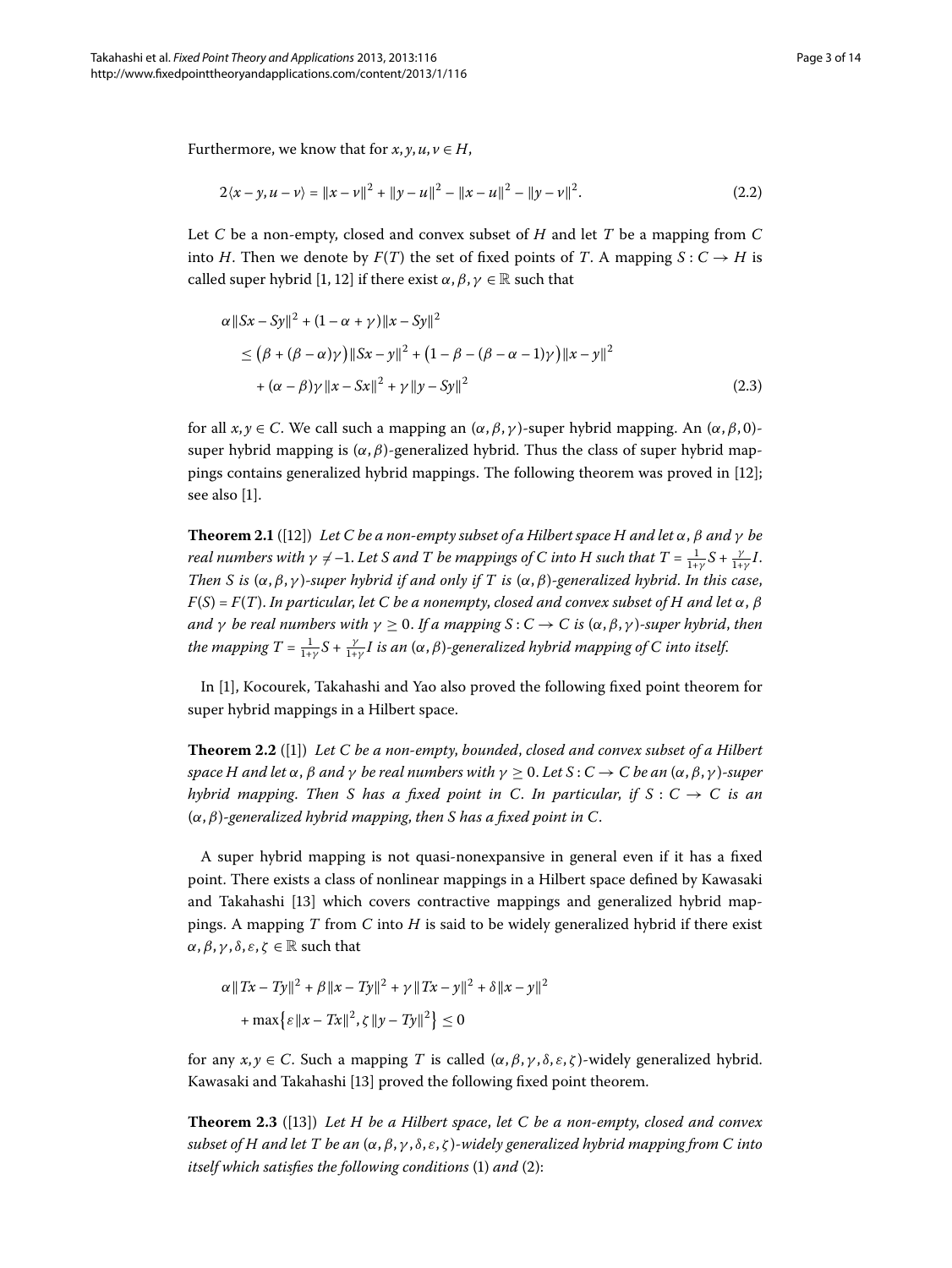Furthermore, we know that for $x, y, u, v \in H$,

$$2\langle x - y, u - v\rangle = \|x - v\|^2 + \|y - u\|^2 - \|x - u\|^2 - \|y - v\|^2. \tag{2.2}$$

Let $C$ be a non-empty, closed and convex subset of $H$ and let $T$ be a mapping from $C$ into $H$. Then we denote by $F(T)$ the set of fixed points of $T$. A mapping $S : C \to H$ is called super hybrid [1, 12] if there exist $\alpha, \beta, \gamma \in \mathbb{R}$ such that

$$\begin{aligned}
&\alpha\|Sx - Sy\|^2 + (1 - \alpha + \gamma)\|x - Sy\|^2 \\
&\quad \le \bigl(\beta + (\beta - \alpha)\gamma\bigr)\|Sx - y\|^2 + \bigl(1 - \beta - (\beta - \alpha - 1)\gamma\bigr)\|x - y\|^2 \\
&\qquad + (\alpha - \beta)\gamma\|x - Sx\|^2 + \gamma\|y - Sy\|^2
\end{aligned} \tag{2.3}$$

for all $x, y \in C$. We call such a mapping an $(\alpha, \beta, \gamma)$-super hybrid mapping. An $(\alpha, \beta, 0)$-super hybrid mapping is $(\alpha, \beta)$-generalized hybrid. Thus the class of super hybrid mappings contains generalized hybrid mappings. The following theorem was proved in [12]; see also [1].

**Theorem 2.1** ([12]) *Let $C$ be a non-empty subset of a Hilbert space $H$ and let $\alpha$, $\beta$ and $\gamma$ be real numbers with $\gamma \neq -1$. Let $S$ and $T$ be mappings of $C$ into $H$ such that $T = \frac{1}{1+\gamma}S + \frac{\gamma}{1+\gamma}I$. Then $S$ is $(\alpha, \beta, \gamma)$-super hybrid if and only if $T$ is $(\alpha, \beta)$-generalized hybrid. In this case, $F(S) = F(T)$. In particular, let $C$ be a nonempty, closed and convex subset of $H$ and let $\alpha$, $\beta$ and $\gamma$ be real numbers with $\gamma \ge 0$. If a mapping $S : C \to C$ is $(\alpha, \beta, \gamma)$-super hybrid, then the mapping $T = \frac{1}{1+\gamma}S + \frac{\gamma}{1+\gamma}I$ is an $(\alpha, \beta)$-generalized hybrid mapping of $C$ into itself.*

In [1], Kocourek, Takahashi and Yao also proved the following fixed point theorem for super hybrid mappings in a Hilbert space.

**Theorem 2.2** ([1]) *Let $C$ be a non-empty, bounded, closed and convex subset of a Hilbert space $H$ and let $\alpha$, $\beta$ and $\gamma$ be real numbers with $\gamma \ge 0$. Let $S : C \to C$ be an $(\alpha, \beta, \gamma)$-super hybrid mapping. Then $S$ has a fixed point in $C$. In particular, if $S : C \to C$ is an $(\alpha, \beta)$-generalized hybrid mapping, then $S$ has a fixed point in $C$.*

A super hybrid mapping is not quasi-nonexpansive in general even if it has a fixed point. There exists a class of nonlinear mappings in a Hilbert space defined by Kawasaki and Takahashi [13] which covers contractive mappings and generalized hybrid mappings. A mapping $T$ from $C$ into $H$ is said to be widely generalized hybrid if there exist $\alpha, \beta, \gamma, \delta, \varepsilon, \zeta \in \mathbb{R}$ such that

$$\begin{aligned}
&\alpha\|Tx - Ty\|^2 + \beta\|x - Ty\|^2 + \gamma\|Tx - y\|^2 + \delta\|x - y\|^2 \\
&\quad + \max\bigl\{\varepsilon\|x - Tx\|^2, \zeta\|y - Ty\|^2\bigr\} \le 0
\end{aligned}$$

for any $x, y \in C$. Such a mapping $T$ is called $(\alpha, \beta, \gamma, \delta, \varepsilon, \zeta)$-widely generalized hybrid. Kawasaki and Takahashi [13] proved the following fixed point theorem.

**Theorem 2.3** ([13]) *Let $H$ be a Hilbert space, let $C$ be a non-empty, closed and convex subset of $H$ and let $T$ be an $(\alpha, \beta, \gamma, \delta, \varepsilon, \zeta)$-widely generalized hybrid mapping from $C$ into itself which satisfies the following conditions* (1) *and* (2):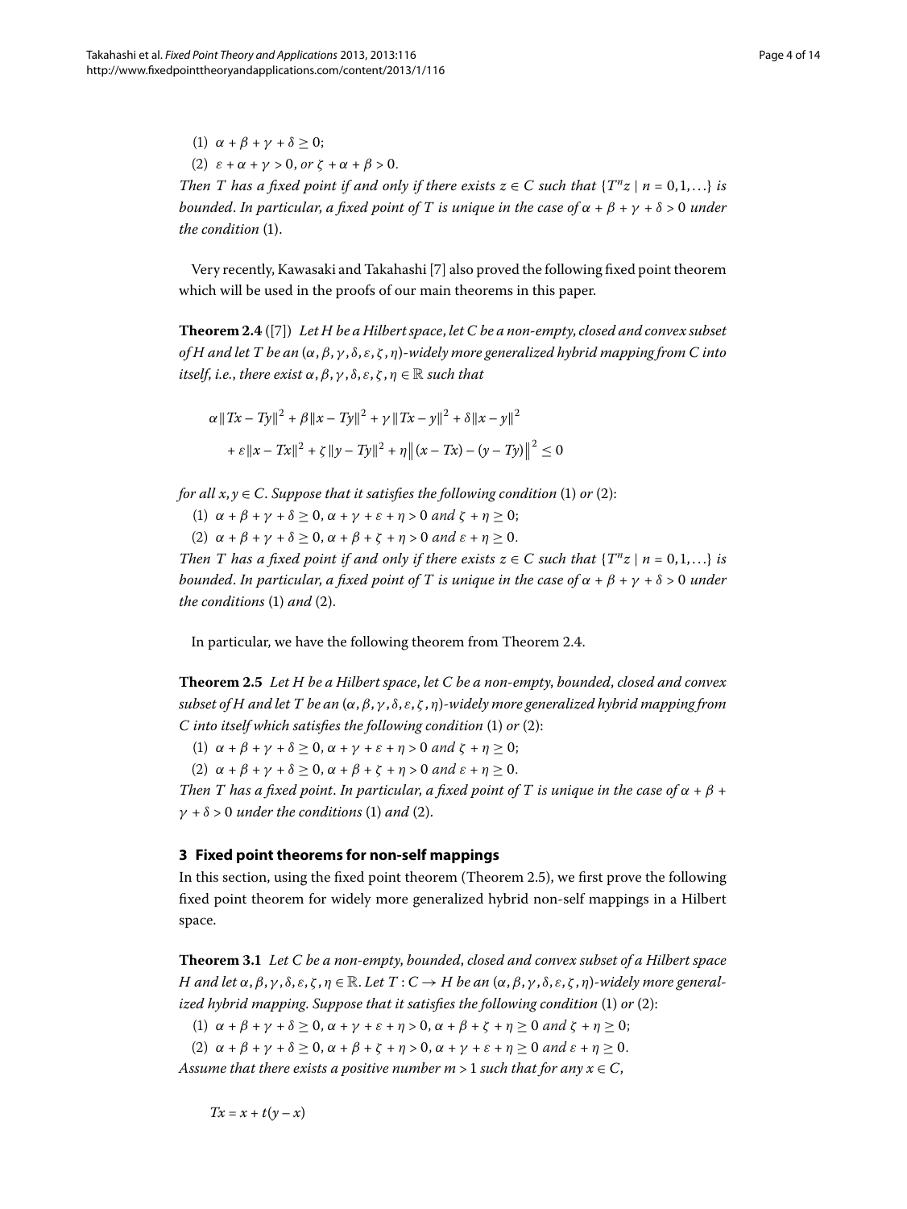(1) $\alpha + \beta + \gamma + \delta \geq 0$;

(2) $\varepsilon + \alpha + \gamma > 0$, *or* $\zeta + \alpha + \beta > 0$.

*Then* $T$ *has a fixed point if and only if there exists* $z \in C$ *such that* $\{T^n z \mid n = 0, 1, \ldots\}$ *is bounded. In particular, a fixed point of* $T$ *is unique in the case of* $\alpha + \beta + \gamma + \delta > 0$ *under the condition* (1).

Very recently, Kawasaki and Takahashi [7] also proved the following fixed point theorem which will be used in the proofs of our main theorems in this paper.

**Theorem 2.4** ([7]) *Let* $H$ *be a Hilbert space, let* $C$ *be a non-empty, closed and convex subset of* $H$ *and let* $T$ *be an* $(\alpha, \beta, \gamma, \delta, \varepsilon, \zeta, \eta)$*-widely more generalized hybrid mapping from* $C$ *into itself, i.e., there exist* $\alpha, \beta, \gamma, \delta, \varepsilon, \zeta, \eta \in \mathbb{R}$ *such that*

$$
\begin{aligned}
&\alpha\|Tx - Ty\|^2 + \beta\|x - Ty\|^2 + \gamma\|Tx - y\|^2 + \delta\|x - y\|^2 \\
&\quad + \varepsilon\|x - Tx\|^2 + \zeta\|y - Ty\|^2 + \eta\|(x - Tx) - (y - Ty)\|^2 \leq 0
\end{aligned}
$$

*for all* $x, y \in C$. *Suppose that it satisfies the following condition* (1) *or* (2):

(1) $\alpha + \beta + \gamma + \delta \geq 0$, $\alpha + \gamma + \varepsilon + \eta > 0$ *and* $\zeta + \eta \geq 0$;

(2) $\alpha + \beta + \gamma + \delta \geq 0$, $\alpha + \beta + \zeta + \eta > 0$ *and* $\varepsilon + \eta \geq 0$.

*Then* $T$ *has a fixed point if and only if there exists* $z \in C$ *such that* $\{T^n z \mid n = 0, 1, \ldots\}$ *is bounded. In particular, a fixed point of* $T$ *is unique in the case of* $\alpha + \beta + \gamma + \delta > 0$ *under the conditions* (1) *and* (2).

In particular, we have the following theorem from Theorem 2.4.

**Theorem 2.5** *Let* $H$ *be a Hilbert space, let* $C$ *be a non-empty, bounded, closed and convex subset of* $H$ *and let* $T$ *be an* $(\alpha, \beta, \gamma, \delta, \varepsilon, \zeta, \eta)$*-widely more generalized hybrid mapping from* $C$ *into itself which satisfies the following condition* (1) *or* (2):

(1) $\alpha + \beta + \gamma + \delta \geq 0$, $\alpha + \gamma + \varepsilon + \eta > 0$ *and* $\zeta + \eta \geq 0$;

(2) $\alpha + \beta + \gamma + \delta \geq 0$, $\alpha + \beta + \zeta + \eta > 0$ *and* $\varepsilon + \eta \geq 0$.

*Then* $T$ *has a fixed point. In particular, a fixed point of* $T$ *is unique in the case of* $\alpha + \beta + \gamma + \delta > 0$ *under the conditions* (1) *and* (2).

## 3 Fixed point theorems for non-self mappings

In this section, using the fixed point theorem (Theorem 2.5), we first prove the following fixed point theorem for widely more generalized hybrid non-self mappings in a Hilbert space.

**Theorem 3.1** *Let* $C$ *be a non-empty, bounded, closed and convex subset of a Hilbert space* $H$ *and let* $\alpha, \beta, \gamma, \delta, \varepsilon, \zeta, \eta \in \mathbb{R}$. *Let* $T : C \to H$ *be an* $(\alpha, \beta, \gamma, \delta, \varepsilon, \zeta, \eta)$*-widely more generalized hybrid mapping. Suppose that it satisfies the following condition* (1) *or* (2):

(1) $\alpha + \beta + \gamma + \delta \geq 0$, $\alpha + \gamma + \varepsilon + \eta > 0$, $\alpha + \beta + \zeta + \eta \geq 0$ *and* $\zeta + \eta \geq 0$;

(2) $\alpha + \beta + \gamma + \delta \geq 0$, $\alpha + \beta + \zeta + \eta > 0$, $\alpha + \gamma + \varepsilon + \eta \geq 0$ *and* $\varepsilon + \eta \geq 0$.

*Assume that there exists a positive number* $m > 1$ *such that for any* $x \in C$,

$$
Tx = x + t(y - x)
$$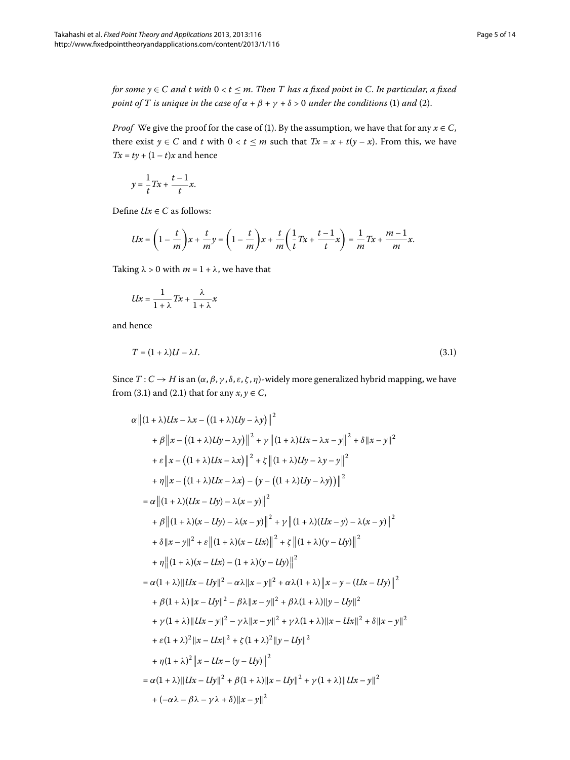*for some $y \in C$ and $t$ with $0 < t \leq m$. Then $T$ has a fixed point in $C$. In particular, a fixed point of $T$ is unique in the case of $\alpha + \beta + \gamma + \delta > 0$ under the conditions* (1) *and* (2).

*Proof* We give the proof for the case of (1). By the assumption, we have that for any $x \in C$, there exist $y \in C$ and $t$ with $0 < t \leq m$ such that $Tx = x + t(y - x)$. From this, we have $Tx = ty + (1-t)x$ and hence

$$y = \frac{1}{t}Tx + \frac{t-1}{t}x.$$

Define $Ux \in C$ as follows:

$$Ux = \left(1 - \frac{t}{m}\right)x + \frac{t}{m}y = \left(1 - \frac{t}{m}\right)x + \frac{t}{m}\left(\frac{1}{t}Tx + \frac{t-1}{t}x\right) = \frac{1}{m}Tx + \frac{m-1}{m}x.$$

Taking $\lambda > 0$ with $m = 1 + \lambda$, we have that

$$Ux = \frac{1}{1+\lambda}Tx + \frac{\lambda}{1+\lambda}x$$

and hence

$$T = (1+\lambda)U - \lambda I. \tag{3.1}$$

Since $T : C \to H$ is an $(\alpha, \beta, \gamma, \delta, \varepsilon, \zeta, \eta)$-widely more generalized hybrid mapping, we have from (3.1) and (2.1) that for any $x, y \in C$,

$$\begin{aligned}
&\alpha \left\|(1+\lambda)Ux - \lambda x - \big((1+\lambda)Uy - \lambda y\big)\right\|^2 \\
&\quad + \beta \left\|x - \big((1+\lambda)Uy - \lambda y\big)\right\|^2 + \gamma \left\|(1+\lambda)Ux - \lambda x - y\right\|^2 + \delta \|x - y\|^2 \\
&\quad + \varepsilon \left\|x - \big((1+\lambda)Ux - \lambda x\big)\right\|^2 + \zeta \left\|(1+\lambda)Uy - \lambda y - y\right\|^2 \\
&\quad + \eta \left\|x - \big((1+\lambda)Ux - \lambda x\big) - \big(y - \big((1+\lambda)Uy - \lambda y\big)\big)\right\|^2 \\
&= \alpha \left\|(1+\lambda)(Ux - Uy) - \lambda(x - y)\right\|^2 \\
&\quad + \beta \left\|(1+\lambda)(x - Uy) - \lambda(x - y)\right\|^2 + \gamma \left\|(1+\lambda)(Ux - y) - \lambda(x - y)\right\|^2 \\
&\quad + \delta \|x - y\|^2 + \varepsilon \left\|(1+\lambda)(x - Ux)\right\|^2 + \zeta \left\|(1+\lambda)(y - Uy)\right\|^2 \\
&\quad + \eta \left\|(1+\lambda)(x - Ux) - (1+\lambda)(y - Uy)\right\|^2 \\
&= \alpha(1+\lambda)\|Ux - Uy\|^2 - \alpha\lambda\|x - y\|^2 + \alpha\lambda(1+\lambda)\left\|x - y - (Ux - Uy)\right\|^2 \\
&\quad + \beta(1+\lambda)\|x - Uy\|^2 - \beta\lambda\|x - y\|^2 + \beta\lambda(1+\lambda)\|y - Uy\|^2 \\
&\quad + \gamma(1+\lambda)\|Ux - y\|^2 - \gamma\lambda\|x - y\|^2 + \gamma\lambda(1+\lambda)\|x - Ux\|^2 + \delta\|x - y\|^2 \\
&\quad + \varepsilon(1+\lambda)^2\|x - Ux\|^2 + \zeta(1+\lambda)^2\|y - Uy\|^2 \\
&\quad + \eta(1+\lambda)^2\left\|x - Ux - (y - Uy)\right\|^2 \\
&= \alpha(1+\lambda)\|Ux - Uy\|^2 + \beta(1+\lambda)\|x - Uy\|^2 + \gamma(1+\lambda)\|Ux - y\|^2 \\
&\quad + (-\alpha\lambda - \beta\lambda - \gamma\lambda + \delta)\|x - y\|^2
\end{aligned}$$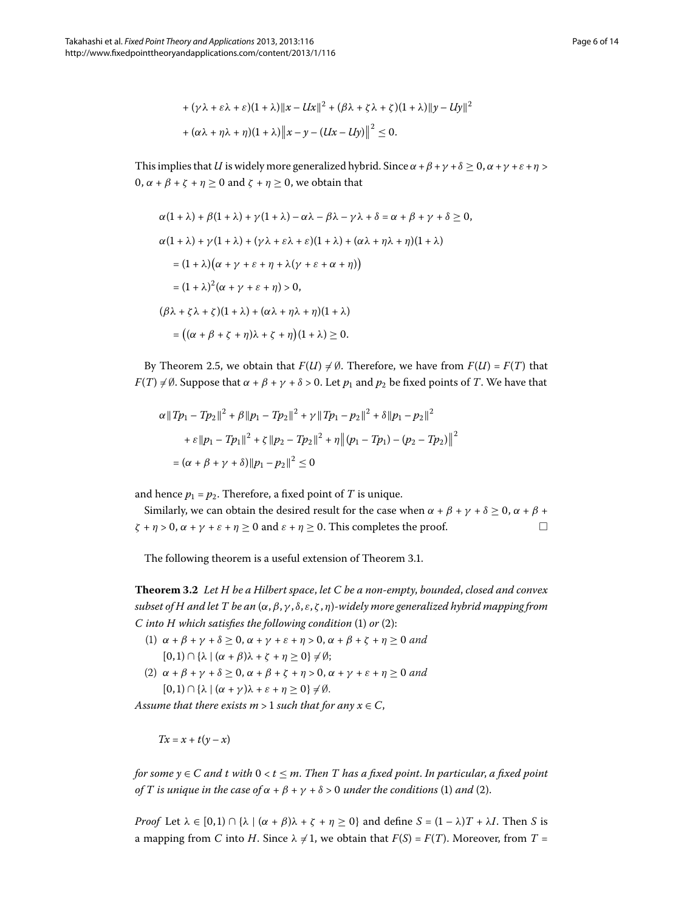$$+ (\gamma\lambda + \varepsilon\lambda + \varepsilon)(1+\lambda)\|x - Ux\|^2 + (\beta\lambda + \zeta\lambda + \zeta)(1+\lambda)\|y - Uy\|^2$$

$$+ (\alpha\lambda + \eta\lambda + \eta)(1+\lambda)\big\|x - y - (Ux - Uy)\big\|^2 \le 0.$$

This implies that $U$ is widely more generalized hybrid. Since $\alpha+\beta+\gamma+\delta \ge 0$, $\alpha+\gamma+\varepsilon+\eta > 0$, $\alpha+\beta+\zeta+\eta \ge 0$ and $\zeta+\eta \ge 0$, we obtain that

$$\alpha(1+\lambda) + \beta(1+\lambda) + \gamma(1+\lambda) - \alpha\lambda - \beta\lambda - \gamma\lambda + \delta = \alpha+\beta+\gamma+\delta \ge 0,$$

$$\begin{aligned}
&\alpha(1+\lambda) + \gamma(1+\lambda) + (\gamma\lambda + \varepsilon\lambda + \varepsilon)(1+\lambda) + (\alpha\lambda + \eta\lambda + \eta)(1+\lambda) \\
&\quad = (1+\lambda)\big(\alpha+\gamma+\varepsilon+\eta + \lambda(\gamma+\varepsilon+\alpha+\eta)\big) \\
&\quad = (1+\lambda)^2(\alpha+\gamma+\varepsilon+\eta) > 0,
\end{aligned}$$

$$\begin{aligned}
&(\beta\lambda + \zeta\lambda + \zeta)(1+\lambda) + (\alpha\lambda + \eta\lambda + \eta)(1+\lambda) \\
&\quad = \big((\alpha+\beta+\zeta+\eta)\lambda + \zeta + \eta\big)(1+\lambda) \ge 0.
\end{aligned}$$

By Theorem 2.5, we obtain that $F(U) \ne \emptyset$. Therefore, we have from $F(U) = F(T)$ that $F(T) \ne \emptyset$. Suppose that $\alpha+\beta+\gamma+\delta > 0$. Let $p_1$ and $p_2$ be fixed points of $T$. We have that

$$\begin{aligned}
&\alpha\|Tp_1 - Tp_2\|^2 + \beta\|p_1 - Tp_2\|^2 + \gamma\|Tp_1 - p_2\|^2 + \delta\|p_1 - p_2\|^2 \\
&\qquad + \varepsilon\|p_1 - Tp_1\|^2 + \zeta\|p_2 - Tp_2\|^2 + \eta\big\|(p_1 - Tp_1) - (p_2 - Tp_2)\big\|^2 \\
&\quad = (\alpha+\beta+\gamma+\delta)\|p_1 - p_2\|^2 \le 0
\end{aligned}$$

and hence $p_1 = p_2$. Therefore, a fixed point of $T$ is unique.

Similarly, we can obtain the desired result for the case when $\alpha+\beta+\gamma+\delta \ge 0$, $\alpha+\beta+\zeta+\eta > 0$, $\alpha+\gamma+\varepsilon+\eta \ge 0$ and $\varepsilon+\eta \ge 0$. This completes the proof. □

The following theorem is a useful extension of Theorem 3.1.

**Theorem 3.2** *Let $H$ be a Hilbert space, let $C$ be a non-empty, bounded, closed and convex subset of $H$ and let $T$ be an $(\alpha,\beta,\gamma,\delta,\varepsilon,\zeta,\eta)$-widely more generalized hybrid mapping from $C$ into $H$ which satisfies the following condition* (1) *or* (2):

(1) $\alpha+\beta+\gamma+\delta \ge 0$, $\alpha+\gamma+\varepsilon+\eta > 0$, $\alpha+\beta+\zeta+\eta \ge 0$ *and* $[0,1) \cap \{\lambda \mid (\alpha+\beta)\lambda + \zeta + \eta \ge 0\} \ne \emptyset$;

(2) $\alpha+\beta+\gamma+\delta \ge 0$, $\alpha+\beta+\zeta+\eta > 0$, $\alpha+\gamma+\varepsilon+\eta \ge 0$ *and* $[0,1) \cap \{\lambda \mid (\alpha+\gamma)\lambda + \varepsilon + \eta \ge 0\} \ne \emptyset$.

*Assume that there exists $m > 1$ such that for any $x \in C$,*

$$Tx = x + t(y - x)$$

*for some $y \in C$ and $t$ with $0 < t \le m$. Then $T$ has a fixed point. In particular, a fixed point of $T$ is unique in the case of $\alpha+\beta+\gamma+\delta > 0$ under the conditions* (1) *and* (2).

*Proof* Let $\lambda \in [0,1) \cap \{\lambda \mid (\alpha+\beta)\lambda + \zeta + \eta \ge 0\}$ and define $S = (1-\lambda)T + \lambda I$. Then $S$ is a mapping from $C$ into $H$. Since $\lambda \ne 1$, we obtain that $F(S) = F(T)$. Moreover, from $T =$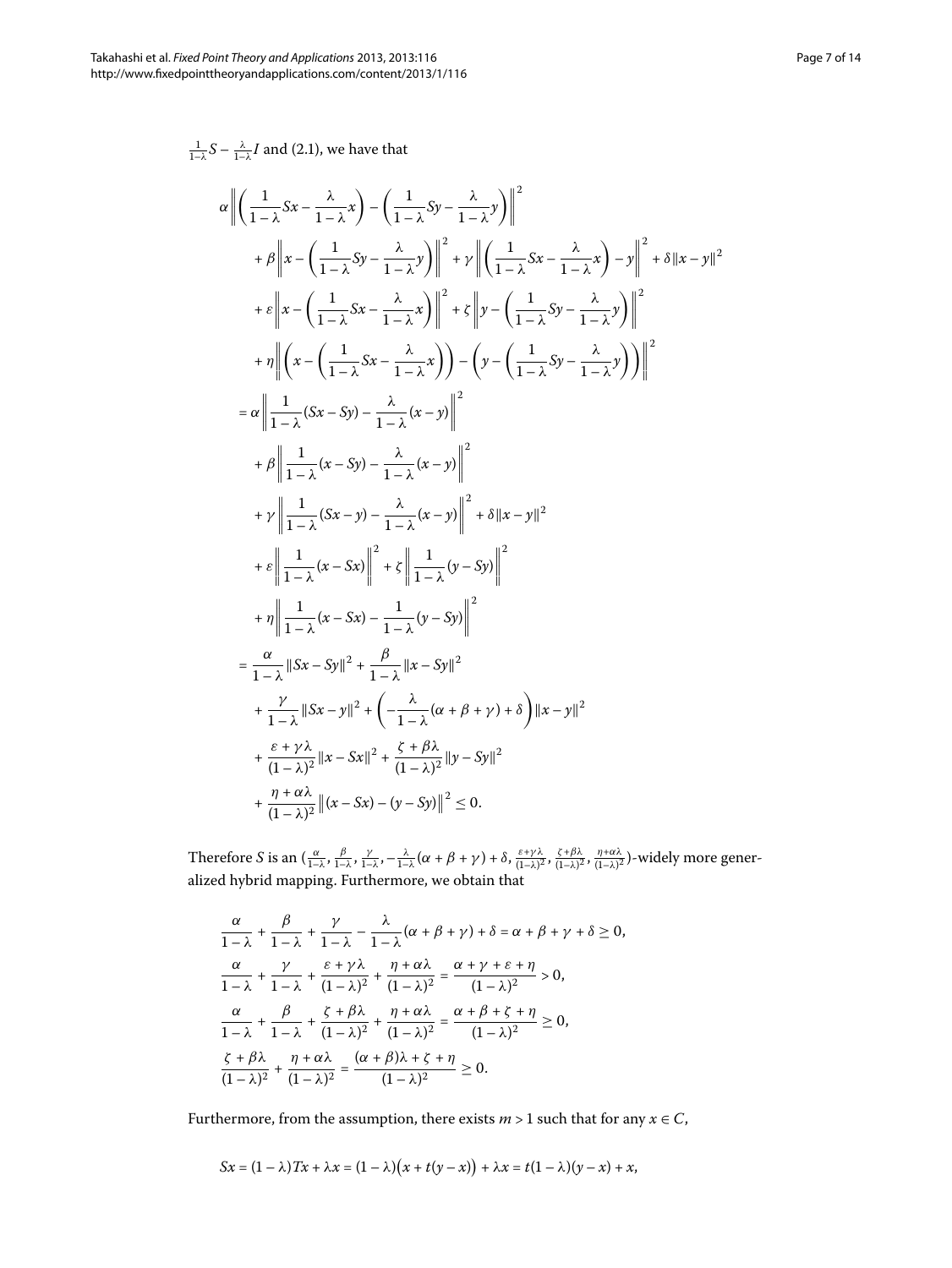$\frac{1}{1-\lambda}S - \frac{\lambda}{1-\lambda}I$ and (2.1), we have that

$$
\begin{aligned}
&\alpha \left\| \left(\frac{1}{1-\lambda}Sx - \frac{\lambda}{1-\lambda}x\right) - \left(\frac{1}{1-\lambda}Sy - \frac{\lambda}{1-\lambda}y\right) \right\|^2 \\
&\quad + \beta \left\| x - \left(\frac{1}{1-\lambda}Sy - \frac{\lambda}{1-\lambda}y\right) \right\|^2 + \gamma \left\| \left(\frac{1}{1-\lambda}Sx - \frac{\lambda}{1-\lambda}x\right) - y \right\|^2 + \delta \|x-y\|^2 \\
&\quad + \varepsilon \left\| x - \left(\frac{1}{1-\lambda}Sx - \frac{\lambda}{1-\lambda}x\right) \right\|^2 + \zeta \left\| y - \left(\frac{1}{1-\lambda}Sy - \frac{\lambda}{1-\lambda}y\right) \right\|^2 \\
&\quad + \eta \left\| \left(x - \left(\frac{1}{1-\lambda}Sx - \frac{\lambda}{1-\lambda}x\right)\right) - \left(y - \left(\frac{1}{1-\lambda}Sy - \frac{\lambda}{1-\lambda}y\right)\right) \right\|^2 \\
&= \alpha \left\| \frac{1}{1-\lambda}(Sx - Sy) - \frac{\lambda}{1-\lambda}(x-y) \right\|^2 \\
&\quad + \beta \left\| \frac{1}{1-\lambda}(x - Sy) - \frac{\lambda}{1-\lambda}(x-y) \right\|^2 \\
&\quad + \gamma \left\| \frac{1}{1-\lambda}(Sx - y) - \frac{\lambda}{1-\lambda}(x-y) \right\|^2 + \delta \|x-y\|^2 \\
&\quad + \varepsilon \left\| \frac{1}{1-\lambda}(x - Sx) \right\|^2 + \zeta \left\| \frac{1}{1-\lambda}(y - Sy) \right\|^2 \\
&\quad + \eta \left\| \frac{1}{1-\lambda}(x - Sx) - \frac{1}{1-\lambda}(y - Sy) \right\|^2 \\
&= \frac{\alpha}{1-\lambda}\|Sx - Sy\|^2 + \frac{\beta}{1-\lambda}\|x - Sy\|^2 \\
&\quad + \frac{\gamma}{1-\lambda}\|Sx - y\|^2 + \left(-\frac{\lambda}{1-\lambda}(\alpha + \beta + \gamma) + \delta\right)\|x-y\|^2 \\
&\quad + \frac{\varepsilon + \gamma\lambda}{(1-\lambda)^2}\|x - Sx\|^2 + \frac{\zeta + \beta\lambda}{(1-\lambda)^2}\|y - Sy\|^2 \\
&\quad + \frac{\eta + \alpha\lambda}{(1-\lambda)^2}\big\|(x - Sx) - (y - Sy)\big\|^2 \le 0.
\end{aligned}
$$

Therefore $S$ is an $(\frac{\alpha}{1-\lambda}, \frac{\beta}{1-\lambda}, \frac{\gamma}{1-\lambda}, -\frac{\lambda}{1-\lambda}(\alpha+\beta+\gamma)+\delta, \frac{\varepsilon+\gamma\lambda}{(1-\lambda)^2}, \frac{\zeta+\beta\lambda}{(1-\lambda)^2}, \frac{\eta+\alpha\lambda}{(1-\lambda)^2})$-widely more generalized hybrid mapping. Furthermore, we obtain that

$$
\begin{aligned}
&\frac{\alpha}{1-\lambda} + \frac{\beta}{1-\lambda} + \frac{\gamma}{1-\lambda} - \frac{\lambda}{1-\lambda}(\alpha+\beta+\gamma) + \delta = \alpha + \beta + \gamma + \delta \ge 0, \\
&\frac{\alpha}{1-\lambda} + \frac{\gamma}{1-\lambda} + \frac{\varepsilon + \gamma\lambda}{(1-\lambda)^2} + \frac{\eta + \alpha\lambda}{(1-\lambda)^2} = \frac{\alpha + \gamma + \varepsilon + \eta}{(1-\lambda)^2} > 0, \\
&\frac{\alpha}{1-\lambda} + \frac{\beta}{1-\lambda} + \frac{\zeta + \beta\lambda}{(1-\lambda)^2} + \frac{\eta + \alpha\lambda}{(1-\lambda)^2} = \frac{\alpha + \beta + \zeta + \eta}{(1-\lambda)^2} \ge 0, \\
&\frac{\zeta + \beta\lambda}{(1-\lambda)^2} + \frac{\eta + \alpha\lambda}{(1-\lambda)^2} = \frac{(\alpha+\beta)\lambda + \zeta + \eta}{(1-\lambda)^2} \ge 0.
\end{aligned}
$$

Furthermore, from the assumption, there exists $m > 1$ such that for any $x \in C$,

$$
Sx = (1-\lambda)Tx + \lambda x = (1-\lambda)\big(x + t(y-x)\big) + \lambda x = t(1-\lambda)(y-x) + x,
$$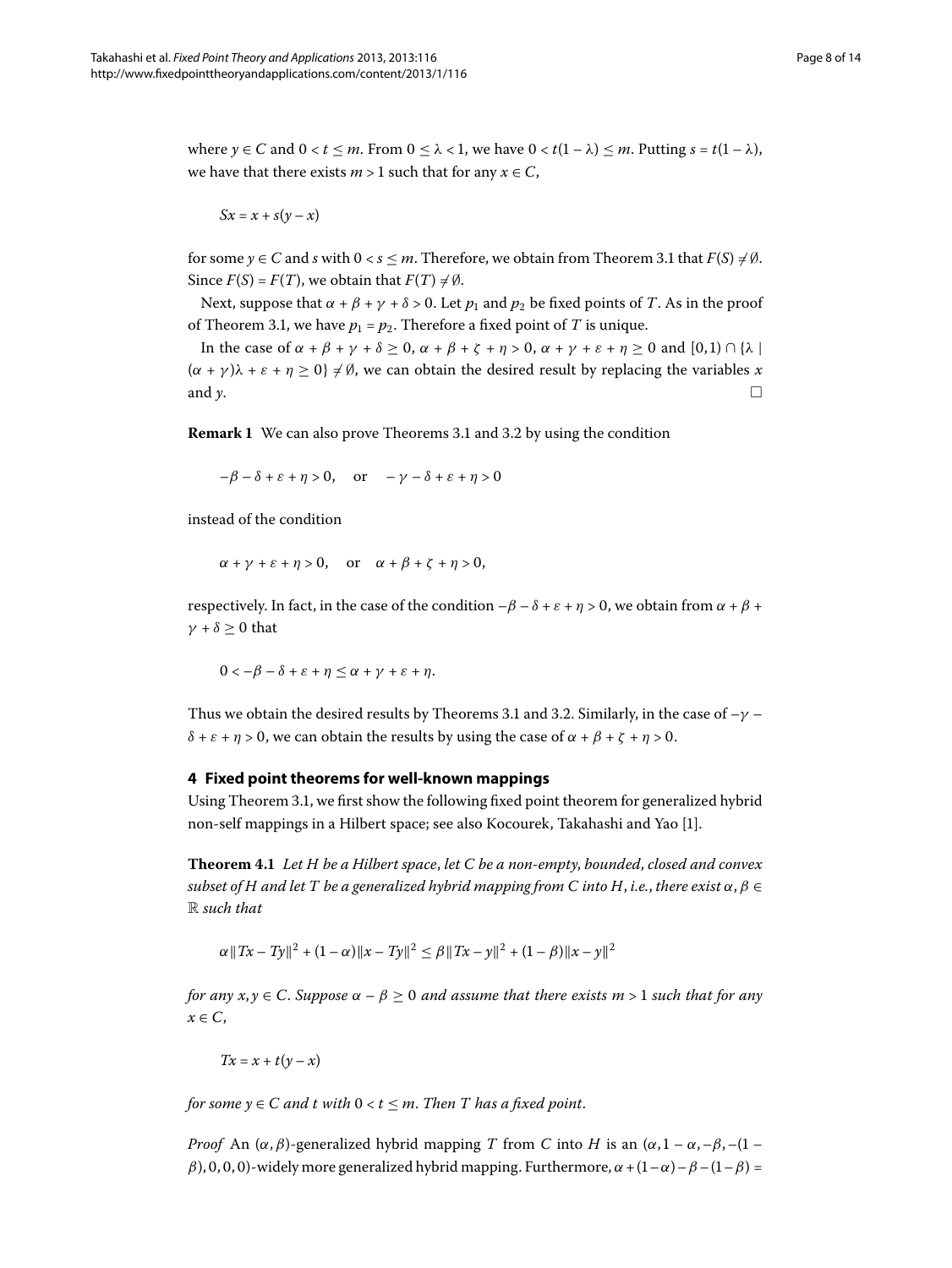where $y \in C$ and $0 < t \leq m$. From $0 \leq \lambda < 1$, we have $0 < t(1-\lambda) \leq m$. Putting $s = t(1-\lambda)$, we have that there exists $m > 1$ such that for any $x \in C$,

$$Sx = x + s(y - x)$$

for some $y \in C$ and $s$ with $0 < s \leq m$. Therefore, we obtain from Theorem 3.1 that $F(S) \neq \emptyset$. Since $F(S) = F(T)$, we obtain that $F(T) \neq \emptyset$.

Next, suppose that $\alpha + \beta + \gamma + \delta > 0$. Let $p_1$ and $p_2$ be fixed points of $T$. As in the proof of Theorem 3.1, we have $p_1 = p_2$. Therefore a fixed point of $T$ is unique.

In the case of $\alpha + \beta + \gamma + \delta \geq 0$, $\alpha + \beta + \zeta + \eta > 0$, $\alpha + \gamma + \varepsilon + \eta \geq 0$ and $[0,1) \cap \{\lambda \mid (\alpha + \gamma)\lambda + \varepsilon + \eta \geq 0\} \neq \emptyset$, we can obtain the desired result by replacing the variables $x$ and $y$. □

**Remark 1** We can also prove Theorems 3.1 and 3.2 by using the condition

$$-\beta - \delta + \varepsilon + \eta > 0, \quad \text{or} \quad -\gamma - \delta + \varepsilon + \eta > 0$$

instead of the condition

$$\alpha + \gamma + \varepsilon + \eta > 0, \quad \text{or} \quad \alpha + \beta + \zeta + \eta > 0,$$

respectively. In fact, in the case of the condition $-\beta - \delta + \varepsilon + \eta > 0$, we obtain from $\alpha + \beta + \gamma + \delta \geq 0$ that

$$0 < -\beta - \delta + \varepsilon + \eta \leq \alpha + \gamma + \varepsilon + \eta.$$

Thus we obtain the desired results by Theorems 3.1 and 3.2. Similarly, in the case of $-\gamma - \delta + \varepsilon + \eta > 0$, we can obtain the results by using the case of $\alpha + \beta + \zeta + \eta > 0$.

## 4 Fixed point theorems for well-known mappings

Using Theorem 3.1, we first show the following fixed point theorem for generalized hybrid non-self mappings in a Hilbert space; see also Kocourek, Takahashi and Yao [1].

**Theorem 4.1** *Let $H$ be a Hilbert space, let $C$ be a non-empty, bounded, closed and convex subset of $H$ and let $T$ be a generalized hybrid mapping from $C$ into $H$, i.e., there exist $\alpha, \beta \in \mathbb{R}$ such that*

$$\alpha\|Tx - Ty\|^2 + (1-\alpha)\|x - Ty\|^2 \leq \beta\|Tx - y\|^2 + (1-\beta)\|x - y\|^2$$

*for any $x, y \in C$. Suppose $\alpha - \beta \geq 0$ and assume that there exists $m > 1$ such that for any $x \in C$,*

$$Tx = x + t(y - x)$$

*for some $y \in C$ and $t$ with $0 < t \leq m$. Then $T$ has a fixed point.*

*Proof* An $(\alpha, \beta)$-generalized hybrid mapping $T$ from $C$ into $H$ is an $(\alpha, 1-\alpha, -\beta, -(1-\beta), 0, 0, 0)$-widely more generalized hybrid mapping. Furthermore, $\alpha + (1-\alpha) - \beta - (1-\beta) =$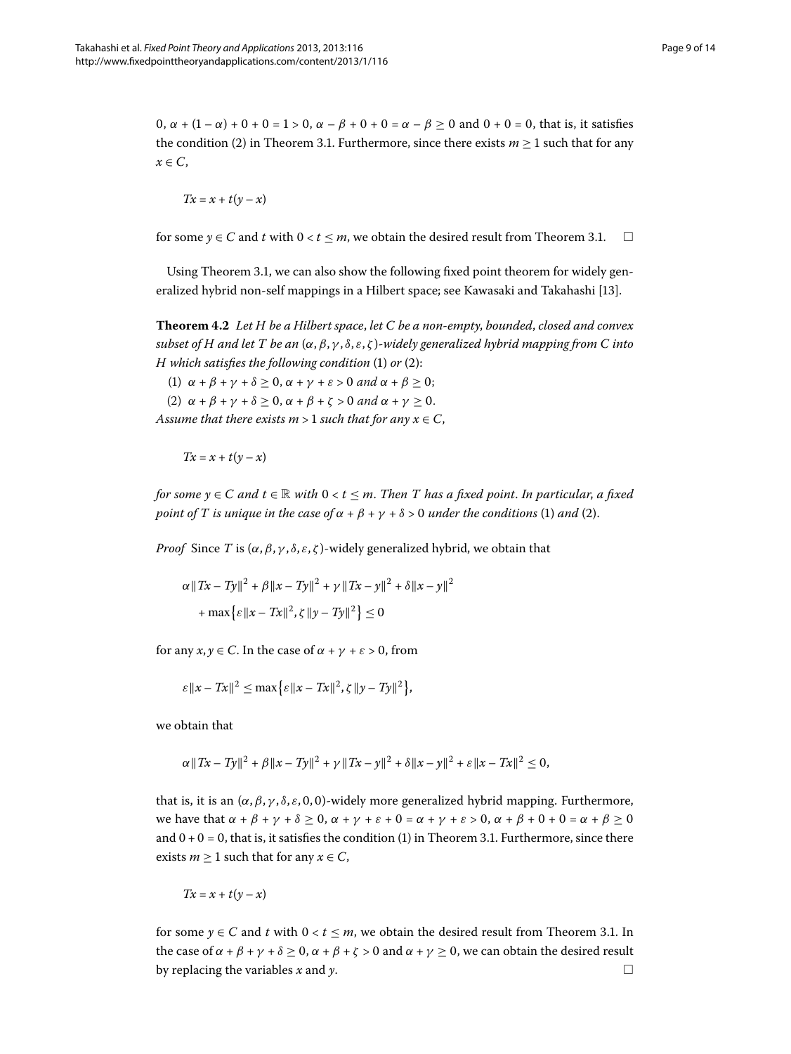0, $\alpha + (1-\alpha) + 0 + 0 = 1 > 0$, $\alpha - \beta + 0 + 0 = \alpha - \beta \geq 0$ and $0 + 0 = 0$, that is, it satisfies the condition (2) in Theorem 3.1. Furthermore, since there exists $m \geq 1$ such that for any $x \in C$,

$$Tx = x + t(y - x)$$

for some $y \in C$ and $t$ with $0 < t \leq m$, we obtain the desired result from Theorem 3.1. $\square$

Using Theorem 3.1, we can also show the following fixed point theorem for widely generalized hybrid non-self mappings in a Hilbert space; see Kawasaki and Takahashi [13].

**Theorem 4.2** *Let $H$ be a Hilbert space, let $C$ be a non-empty, bounded, closed and convex subset of $H$ and let $T$ be an $(\alpha, \beta, \gamma, \delta, \varepsilon, \zeta)$-widely generalized hybrid mapping from $C$ into $H$ which satisfies the following condition* (1) *or* (2):

(1) $\alpha + \beta + \gamma + \delta \geq 0$, $\alpha + \gamma + \varepsilon > 0$ *and* $\alpha + \beta \geq 0$;

(2) $\alpha + \beta + \gamma + \delta \geq 0$, $\alpha + \beta + \zeta > 0$ *and* $\alpha + \gamma \geq 0$.

*Assume that there exists $m > 1$ such that for any $x \in C$,*

$$Tx = x + t(y - x)$$

*for some $y \in C$ and $t \in \mathbb{R}$ with $0 < t \leq m$. Then $T$ has a fixed point. In particular, a fixed point of $T$ is unique in the case of $\alpha + \beta + \gamma + \delta > 0$ under the conditions* (1) *and* (2).

*Proof* Since $T$ is $(\alpha, \beta, \gamma, \delta, \varepsilon, \zeta)$-widely generalized hybrid, we obtain that

$$\alpha \|Tx - Ty\|^2 + \beta \|x - Ty\|^2 + \gamma \|Tx - y\|^2 + \delta \|x - y\|^2 + \max\{\varepsilon \|x - Tx\|^2, \zeta \|y - Ty\|^2\} \leq 0$$

for any $x, y \in C$. In the case of $\alpha + \gamma + \varepsilon > 0$, from

$$\varepsilon \|x - Tx\|^2 \leq \max\{\varepsilon \|x - Tx\|^2, \zeta \|y - Ty\|^2\},$$

we obtain that

$$\alpha \|Tx - Ty\|^2 + \beta \|x - Ty\|^2 + \gamma \|Tx - y\|^2 + \delta \|x - y\|^2 + \varepsilon \|x - Tx\|^2 \leq 0,$$

that is, it is an $(\alpha, \beta, \gamma, \delta, \varepsilon, 0, 0)$-widely more generalized hybrid mapping. Furthermore, we have that $\alpha + \beta + \gamma + \delta \geq 0$, $\alpha + \gamma + \varepsilon + 0 = \alpha + \gamma + \varepsilon > 0$, $\alpha + \beta + 0 + 0 = \alpha + \beta \geq 0$ and $0 + 0 = 0$, that is, it satisfies the condition (1) in Theorem 3.1. Furthermore, since there exists $m \geq 1$ such that for any $x \in C$,

$$Tx = x + t(y - x)$$

for some $y \in C$ and $t$ with $0 < t \leq m$, we obtain the desired result from Theorem 3.1. In the case of $\alpha + \beta + \gamma + \delta \geq 0$, $\alpha + \beta + \zeta > 0$ and $\alpha + \gamma \geq 0$, we can obtain the desired result by replacing the variables $x$ and $y$. $\square$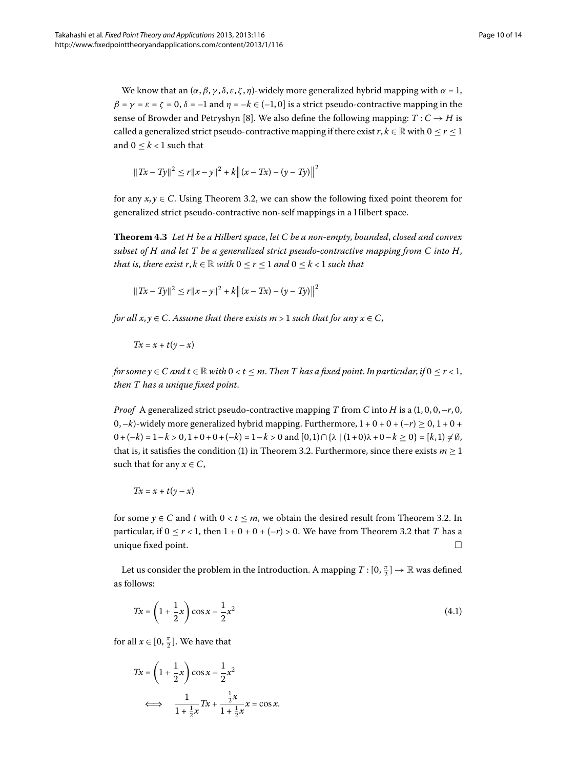We know that an $(\alpha, \beta, \gamma, \delta, \varepsilon, \zeta, \eta)$-widely more generalized hybrid mapping with $\alpha = 1$, $\beta = \gamma = \varepsilon = \zeta = 0$, $\delta = -1$ and $\eta = -k \in (-1, 0]$ is a strict pseudo-contractive mapping in the sense of Browder and Petryshyn [8]. We also define the following mapping: $T : C \to H$ is called a generalized strict pseudo-contractive mapping if there exist $r, k \in \mathbb{R}$ with $0 \le r \le 1$ and $0 \le k < 1$ such that

$$\|Tx - Ty\|^2 \le r\|x - y\|^2 + k\|(x - Tx) - (y - Ty)\|^2$$

for any $x, y \in C$. Using Theorem 3.2, we can show the following fixed point theorem for generalized strict pseudo-contractive non-self mappings in a Hilbert space.

**Theorem 4.3** *Let $H$ be a Hilbert space, let $C$ be a non-empty, bounded, closed and convex subset of $H$ and let $T$ be a generalized strict pseudo-contractive mapping from $C$ into $H$, that is, there exist $r, k \in \mathbb{R}$ with $0 \le r \le 1$ and $0 \le k < 1$ such that*

$$\|Tx - Ty\|^2 \le r\|x - y\|^2 + k\|(x - Tx) - (y - Ty)\|^2$$

*for all $x, y \in C$. Assume that there exists $m > 1$ such that for any $x \in C$,*

$$Tx = x + t(y - x)$$

*for some $y \in C$ and $t \in \mathbb{R}$ with $0 < t \le m$. Then $T$ has a fixed point. In particular, if $0 \le r < 1$, then $T$ has a unique fixed point.*

*Proof* A generalized strict pseudo-contractive mapping $T$ from $C$ into $H$ is a $(1, 0, 0, -r, 0, 0, -k)$-widely more generalized hybrid mapping. Furthermore, $1 + 0 + 0 + (-r) \ge 0$, $1 + 0 + 0 + (-k) = 1 - k > 0$, $1 + 0 + 0 + (-k) = 1 - k > 0$ and $[0, 1) \cap \{\lambda \mid (1 + 0)\lambda + 0 - k \ge 0\} = [k, 1) \ne \emptyset$, that is, it satisfies the condition (1) in Theorem 3.2. Furthermore, since there exists $m \ge 1$ such that for any $x \in C$,

$$Tx = x + t(y - x)$$

for some $y \in C$ and $t$ with $0 < t \le m$, we obtain the desired result from Theorem 3.2. In particular, if $0 \le r < 1$, then $1 + 0 + 0 + (-r) > 0$. We have from Theorem 3.2 that $T$ has a unique fixed point. $\square$

Let us consider the problem in the Introduction. A mapping $T : [0, \frac{\pi}{2}] \to \mathbb{R}$ was defined as follows:

$$Tx = \left(1 + \frac{1}{2}x\right)\cos x - \frac{1}{2}x^2 \tag{4.1}$$

for all $x \in [0, \frac{\pi}{2}]$. We have that

$$\begin{aligned} Tx &= \left(1 + \frac{1}{2}x\right)\cos x - \frac{1}{2}x^2 \\ \iff \quad & \frac{1}{1 + \frac{1}{2}x} Tx + \frac{\frac{1}{2}x}{1 + \frac{1}{2}x} x = \cos x. \end{aligned}$$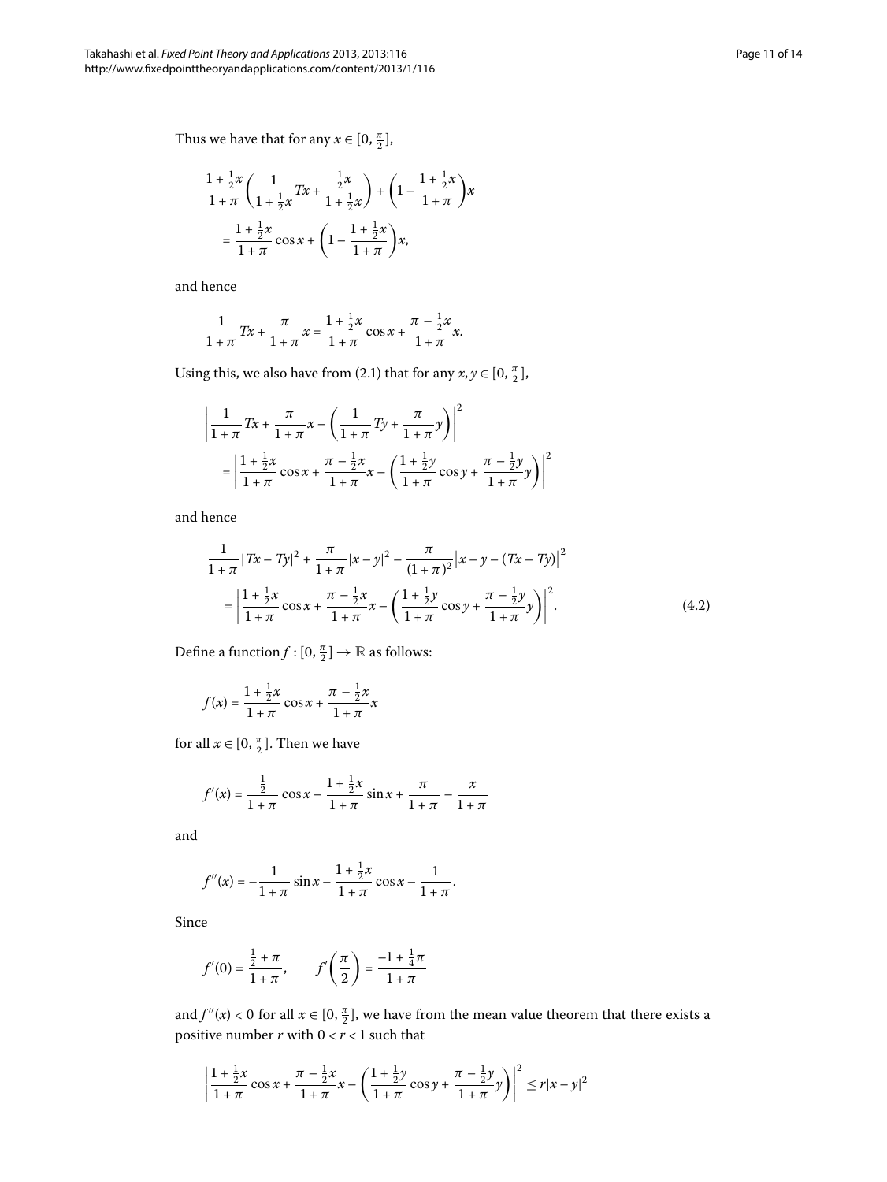Thus we have that for any $x \in [0, \frac{\pi}{2}]$,

$$\begin{aligned}
&\frac{1+\frac{1}{2}x}{1+\pi}\left(\frac{1}{1+\frac{1}{2}x}Tx + \frac{\frac{1}{2}x}{1+\frac{1}{2}x}\right) + \left(1 - \frac{1+\frac{1}{2}x}{1+\pi}\right)x \\
&\quad = \frac{1+\frac{1}{2}x}{1+\pi}\cos x + \left(1 - \frac{1+\frac{1}{2}x}{1+\pi}\right)x,
\end{aligned}$$

and hence

$$\frac{1}{1+\pi}Tx + \frac{\pi}{1+\pi}x = \frac{1+\frac{1}{2}x}{1+\pi}\cos x + \frac{\pi - \frac{1}{2}x}{1+\pi}x.$$

Using this, we also have from (2.1) that for any $x, y \in [0, \frac{\pi}{2}]$,

$$\begin{aligned}
&\left|\frac{1}{1+\pi}Tx + \frac{\pi}{1+\pi}x - \left(\frac{1}{1+\pi}Ty + \frac{\pi}{1+\pi}y\right)\right|^2 \\
&\quad = \left|\frac{1+\frac{1}{2}x}{1+\pi}\cos x + \frac{\pi - \frac{1}{2}x}{1+\pi}x - \left(\frac{1+\frac{1}{2}y}{1+\pi}\cos y + \frac{\pi - \frac{1}{2}y}{1+\pi}y\right)\right|^2
\end{aligned}$$

and hence

$$\begin{aligned}
&\frac{1}{1+\pi}|Tx - Ty|^2 + \frac{\pi}{1+\pi}|x-y|^2 - \frac{\pi}{(1+\pi)^2}\big|x - y - (Tx - Ty)\big|^2 \\
&\quad = \left|\frac{1+\frac{1}{2}x}{1+\pi}\cos x + \frac{\pi - \frac{1}{2}x}{1+\pi}x - \left(\frac{1+\frac{1}{2}y}{1+\pi}\cos y + \frac{\pi - \frac{1}{2}y}{1+\pi}y\right)\right|^2. \qquad (4.2)
\end{aligned}$$

Define a function $f : [0, \frac{\pi}{2}] \to \mathbb{R}$ as follows:

$$f(x) = \frac{1+\frac{1}{2}x}{1+\pi}\cos x + \frac{\pi - \frac{1}{2}x}{1+\pi}x$$

for all $x \in [0, \frac{\pi}{2}]$. Then we have

$$f'(x) = \frac{\frac{1}{2}}{1+\pi}\cos x - \frac{1+\frac{1}{2}x}{1+\pi}\sin x + \frac{\pi}{1+\pi} - \frac{x}{1+\pi}$$

and

$$f''(x) = -\frac{1}{1+\pi}\sin x - \frac{1+\frac{1}{2}x}{1+\pi}\cos x - \frac{1}{1+\pi}.$$

Since

$$f'(0) = \frac{\frac{1}{2}+\pi}{1+\pi}, \qquad f'\left(\frac{\pi}{2}\right) = \frac{-1+\frac{1}{4}\pi}{1+\pi}$$

and $f''(x) < 0$ for all $x \in [0, \frac{\pi}{2}]$, we have from the mean value theorem that there exists a positive number $r$ with $0 < r < 1$ such that

$$\left|\frac{1+\frac{1}{2}x}{1+\pi}\cos x + \frac{\pi - \frac{1}{2}x}{1+\pi}x - \left(\frac{1+\frac{1}{2}y}{1+\pi}\cos y + \frac{\pi - \frac{1}{2}y}{1+\pi}y\right)\right|^2 \le r|x-y|^2$$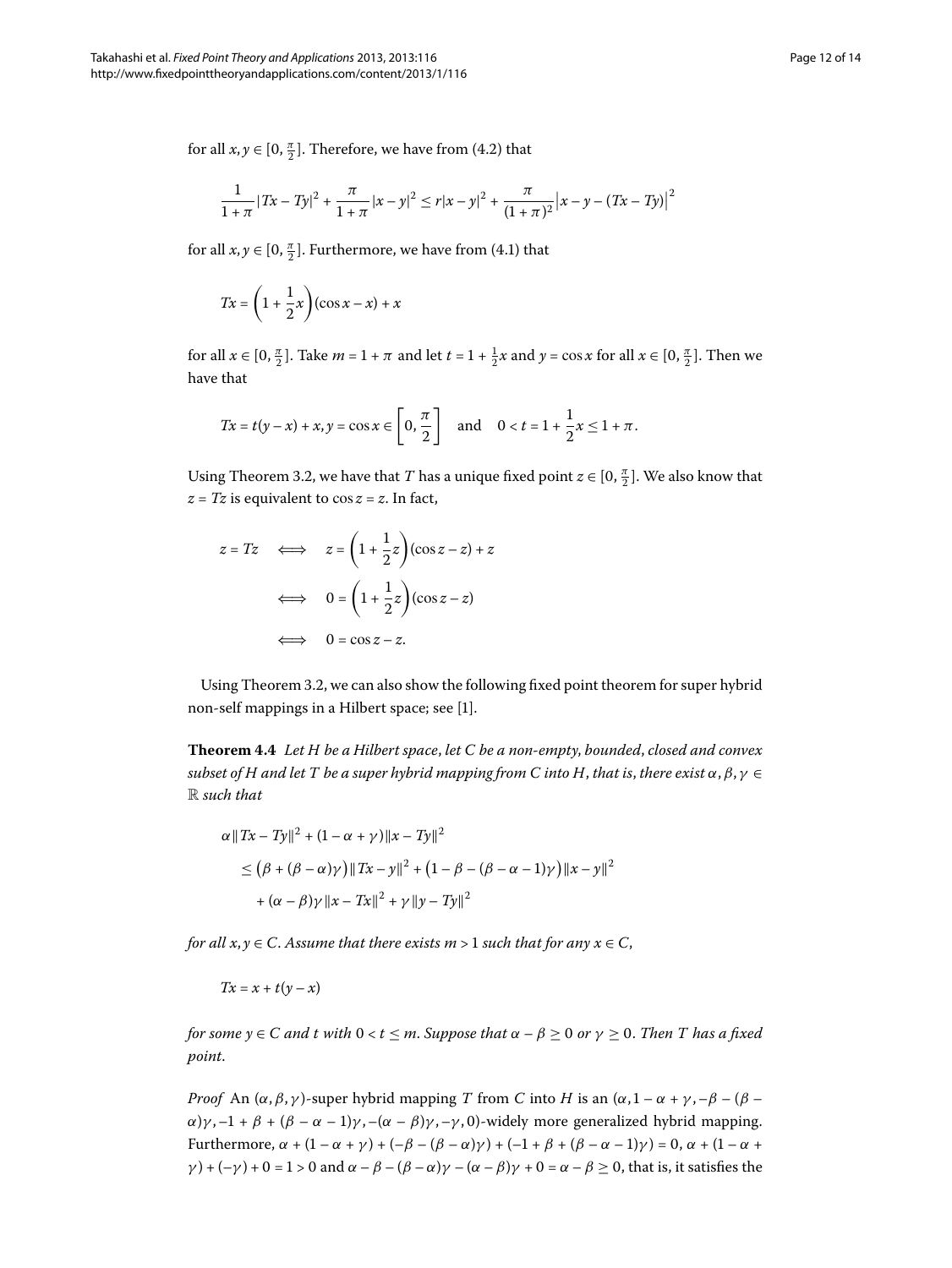for all $x, y \in [0, \frac{\pi}{2}]$. Therefore, we have from (4.2) that

$$\frac{1}{1+\pi}|Tx - Ty|^2 + \frac{\pi}{1+\pi}|x - y|^2 \leq r|x - y|^2 + \frac{\pi}{(1+\pi)^2}\left|x - y - (Tx - Ty)\right|^2$$

for all $x, y \in [0, \frac{\pi}{2}]$. Furthermore, we have from (4.1) that

$$Tx = \left(1 + \frac{1}{2}x\right)(\cos x - x) + x$$

for all $x \in [0, \frac{\pi}{2}]$. Take $m = 1 + \pi$ and let $t = 1 + \frac{1}{2}x$ and $y = \cos x$ for all $x \in [0, \frac{\pi}{2}]$. Then we have that

$$Tx = t(y - x) + x, y = \cos x \in \left[0, \frac{\pi}{2}\right] \quad \text{and} \quad 0 < t = 1 + \frac{1}{2}x \leq 1 + \pi.$$

Using Theorem 3.2, we have that $T$ has a unique fixed point $z \in [0, \frac{\pi}{2}]$. We also know that $z = Tz$ is equivalent to $\cos z = z$. In fact,

$$\begin{aligned}
z = Tz \quad &\iff \quad z = \left(1 + \frac{1}{2}z\right)(\cos z - z) + z \\
&\iff \quad 0 = \left(1 + \frac{1}{2}z\right)(\cos z - z) \\
&\iff \quad 0 = \cos z - z.
\end{aligned}$$

Using Theorem 3.2, we can also show the following fixed point theorem for super hybrid non-self mappings in a Hilbert space; see [1].

**Theorem 4.4** *Let $H$ be a Hilbert space, let $C$ be a non-empty, bounded, closed and convex subset of $H$ and let $T$ be a super hybrid mapping from $C$ into $H$, that is, there exist $\alpha, \beta, \gamma \in \mathbb{R}$ such that*

$$\begin{aligned}
&\alpha\|Tx - Ty\|^2 + (1 - \alpha + \gamma)\|x - Ty\|^2 \\
&\quad \leq \big(\beta + (\beta - \alpha)\gamma\big)\|Tx - y\|^2 + \big(1 - \beta - (\beta - \alpha - 1)\gamma\big)\|x - y\|^2 \\
&\qquad + (\alpha - \beta)\gamma\|x - Tx\|^2 + \gamma\|y - Ty\|^2
\end{aligned}$$

*for all $x, y \in C$. Assume that there exists $m > 1$ such that for any $x \in C$,*

$$Tx = x + t(y - x)$$

*for some $y \in C$ and $t$ with $0 < t \leq m$. Suppose that $\alpha - \beta \geq 0$ or $\gamma \geq 0$. Then $T$ has a fixed point.*

*Proof* An $(\alpha, \beta, \gamma)$-super hybrid mapping $T$ from $C$ into $H$ is an $(\alpha, 1 - \alpha + \gamma, -\beta - (\beta - \alpha)\gamma, -1 + \beta + (\beta - \alpha - 1)\gamma, -(\alpha - \beta)\gamma, -\gamma, 0)$-widely more generalized hybrid mapping. Furthermore, $\alpha + (1 - \alpha + \gamma) + (-\beta - (\beta - \alpha)\gamma) + (-1 + \beta + (\beta - \alpha - 1)\gamma) = 0$, $\alpha + (1 - \alpha + \gamma) + (-\gamma) + 0 = 1 > 0$ and $\alpha - \beta - (\beta - \alpha)\gamma - (\alpha - \beta)\gamma + 0 = \alpha - \beta \geq 0$, that is, it satisfies the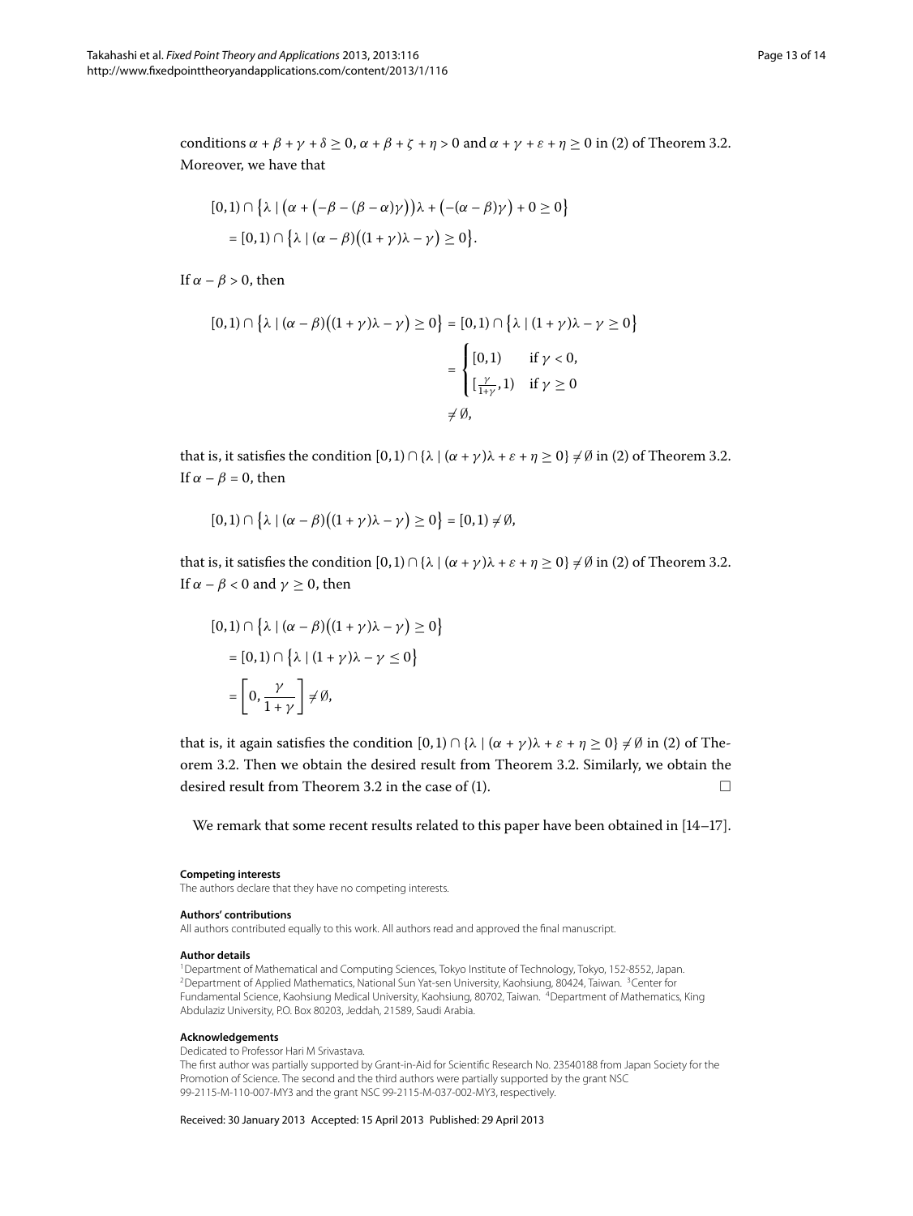conditions $\alpha + \beta + \gamma + \delta \geq 0$, $\alpha + \beta + \zeta + \eta > 0$ and $\alpha + \gamma + \varepsilon + \eta \geq 0$ in (2) of Theorem 3.2. Moreover, we have that

$$\begin{aligned} &[0,1) \cap \bigl\{\lambda \mid \bigl(\alpha + \bigl(-\beta - (\beta - \alpha)\gamma\bigr)\bigr)\lambda + \bigl(-(\alpha - \beta)\gamma\bigr) + 0 \geq 0\bigr\} \\ &\quad = [0,1) \cap \bigl\{\lambda \mid (\alpha - \beta)\bigl((1+\gamma)\lambda - \gamma\bigr) \geq 0\bigr\}. \end{aligned}$$

If $\alpha - \beta > 0$, then

$$\begin{aligned} [0,1) \cap \bigl\{\lambda \mid (\alpha - \beta)\bigl((1+\gamma)\lambda - \gamma\bigr) \geq 0\bigr\} &= [0,1) \cap \bigl\{\lambda \mid (1+\gamma)\lambda - \gamma \geq 0\bigr\} \\ &= \begin{cases} [0,1) & \text{if } \gamma < 0, \\ [\frac{\gamma}{1+\gamma}, 1) & \text{if } \gamma \geq 0 \end{cases} \\ &\neq \emptyset, \end{aligned}$$

that is, it satisfies the condition $[0,1) \cap \{\lambda \mid (\alpha + \gamma)\lambda + \varepsilon + \eta \geq 0\} \neq \emptyset$ in (2) of Theorem 3.2. If $\alpha - \beta = 0$, then

$$[0,1) \cap \bigl\{\lambda \mid (\alpha - \beta)\bigl((1+\gamma)\lambda - \gamma\bigr) \geq 0\bigr\} = [0,1) \neq \emptyset,$$

that is, it satisfies the condition $[0,1) \cap \{\lambda \mid (\alpha + \gamma)\lambda + \varepsilon + \eta \geq 0\} \neq \emptyset$ in (2) of Theorem 3.2. If $\alpha - \beta < 0$ and $\gamma \geq 0$, then

$$\begin{aligned} &[0,1) \cap \bigl\{\lambda \mid (\alpha - \beta)\bigl((1+\gamma)\lambda - \gamma\bigr) \geq 0\bigr\} \\ &\quad = [0,1) \cap \bigl\{\lambda \mid (1+\gamma)\lambda - \gamma \leq 0\bigr\} \\ &\quad = \left[0, \frac{\gamma}{1+\gamma}\right] \neq \emptyset, \end{aligned}$$

that is, it again satisfies the condition $[0,1) \cap \{\lambda \mid (\alpha + \gamma)\lambda + \varepsilon + \eta \geq 0\} \neq \emptyset$ in (2) of Theorem 3.2. Then we obtain the desired result from Theorem 3.2. Similarly, we obtain the desired result from Theorem 3.2 in the case of (1). □

We remark that some recent results related to this paper have been obtained in [14–17].

#### Competing interests
The authors declare that they have no competing interests.

#### Authors' contributions
All authors contributed equally to this work. All authors read and approved the final manuscript.

#### Author details
[1]Department of Mathematical and Computing Sciences, Tokyo Institute of Technology, Tokyo, 152-8552, Japan. [2]Department of Applied Mathematics, National Sun Yat-sen University, Kaohsiung, 80424, Taiwan. [3]Center for Fundamental Science, Kaohsiung Medical University, Kaohsiung, 80702, Taiwan. [4]Department of Mathematics, King Abdulaziz University, P.O. Box 80203, Jeddah, 21589, Saudi Arabia.

#### Acknowledgements
Dedicated to Professor Hari M Srivastava.
The first author was partially supported by Grant-in-Aid for Scientific Research No. 23540188 from Japan Society for the Promotion of Science. The second and the third authors were partially supported by the grant NSC 99-2115-M-110-007-MY3 and the grant NSC 99-2115-M-037-002-MY3, respectively.

Received: 30 January 2013 Accepted: 15 April 2013 Published: 29 April 2013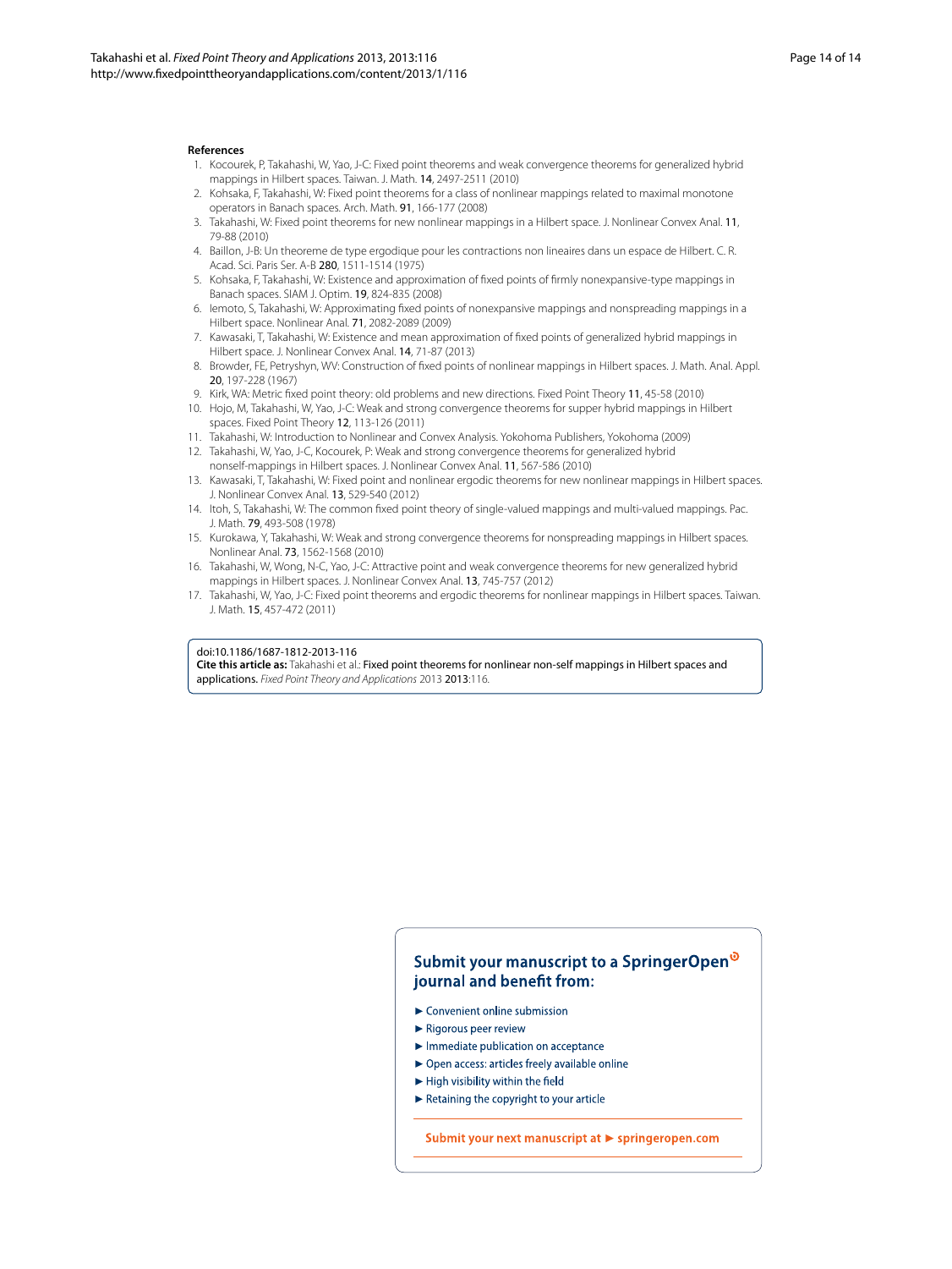**References**

1. Kocourek, P, Takahashi, W, Yao, J-C: Fixed point theorems and weak convergence theorems for generalized hybrid mappings in Hilbert spaces. Taiwan. J. Math. **14**, 2497-2511 (2010)
2. Kohsaka, F, Takahashi, W: Fixed point theorems for a class of nonlinear mappings related to maximal monotone operators in Banach spaces. Arch. Math. **91**, 166-177 (2008)
3. Takahashi, W: Fixed point theorems for new nonlinear mappings in a Hilbert space. J. Nonlinear Convex Anal. **11**, 79-88 (2010)
4. Baillon, J-B: Un theoreme de type ergodique pour les contractions non lineaires dans un espace de Hilbert. C. R. Acad. Sci. Paris Ser. A-B **280**, 1511-1514 (1975)
5. Kohsaka, F, Takahashi, W: Existence and approximation of fixed points of firmly nonexpansive-type mappings in Banach spaces. SIAM J. Optim. **19**, 824-835 (2008)
6. Iemoto, S, Takahashi, W: Approximating fixed points of nonexpansive mappings and nonspreading mappings in a Hilbert space. Nonlinear Anal. **71**, 2082-2089 (2009)
7. Kawasaki, T, Takahashi, W: Existence and mean approximation of fixed points of generalized hybrid mappings in Hilbert space. J. Nonlinear Convex Anal. **14**, 71-87 (2013)
8. Browder, FE, Petryshyn, WV: Construction of fixed points of nonlinear mappings in Hilbert spaces. J. Math. Anal. Appl. **20**, 197-228 (1967)
9. Kirk, WA: Metric fixed point theory: old problems and new directions. Fixed Point Theory **11**, 45-58 (2010)
10. Hojo, M, Takahashi, W, Yao, J-C: Weak and strong convergence theorems for supper hybrid mappings in Hilbert spaces. Fixed Point Theory **12**, 113-126 (2011)
11. Takahashi, W: Introduction to Nonlinear and Convex Analysis. Yokohoma Publishers, Yokohoma (2009)
12. Takahashi, W, Yao, J-C, Kocourek, P: Weak and strong convergence theorems for generalized hybrid nonself-mappings in Hilbert spaces. J. Nonlinear Convex Anal. **11**, 567-586 (2010)
13. Kawasaki, T, Takahashi, W: Fixed point and nonlinear ergodic theorems for new nonlinear mappings in Hilbert spaces. J. Nonlinear Convex Anal. **13**, 529-540 (2012)
14. Itoh, S, Takahashi, W: The common fixed point theory of single-valued mappings and multi-valued mappings. Pac. J. Math. **79**, 493-508 (1978)
15. Kurokawa, Y, Takahashi, W: Weak and strong convergence theorems for nonspreading mappings in Hilbert spaces. Nonlinear Anal. **73**, 1562-1568 (2010)
16. Takahashi, W, Wong, N-C, Yao, J-C: Attractive point and weak convergence theorems for new generalized hybrid mappings in Hilbert spaces. J. Nonlinear Convex Anal. **13**, 745-757 (2012)
17. Takahashi, W, Yao, J-C: Fixed point theorems and ergodic theorems for nonlinear mappings in Hilbert spaces. Taiwan. J. Math. **15**, 457-472 (2011)

doi:10.1186/1687-1812-2013-116

**Cite this article as:** Takahashi et al.: Fixed point theorems for nonlinear non-self mappings in Hilbert spaces and applications. *Fixed Point Theory and Applications* 2013 **2013**:116.

**Submit your manuscript to a SpringerOpen journal and benefit from:**

- ► Convenient online submission
- ► Rigorous peer review
- ► Immediate publication on acceptance
- ► Open access: articles freely available online
- ► High visibility within the field
- ► Retaining the copyright to your article

**Submit your next manuscript at ► springeropen.com**